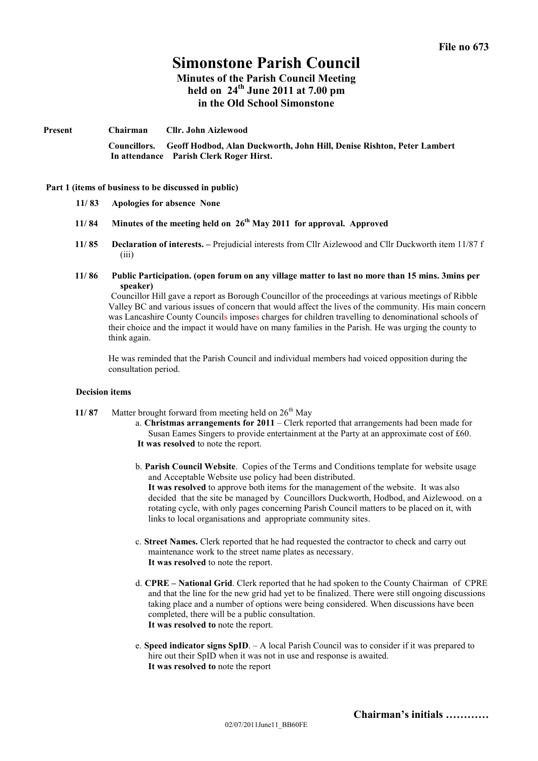**File no 673**

# Simonstone Parish Council

## Minutes of the Parish Council Meeting held on 24th June 2011 at 7.00 pm in the Old School Simonstone

**Present** **Chairman** **Cllr. John Aizlewood**

**Councillors.** **Geoff Hodbod, Alan Duckworth, John Hill, Denise Rishton, Peter Lambert**
**In attendance** **Parish Clerk Roger Hirst.**

**Part 1 (items of business to be discussed in public)**

**11/ 83** **Apologies for absence None**

**11/ 84** **Minutes of the meeting held on 26th May 2011 for approval. Approved**

**11/ 85** **Declaration of interests. –** Prejudicial interests from Cllr Aizlewood and Cllr Duckworth item 11/87 f (iii)

**11/ 86** **Public Participation. (open forum on any village matter to last no more than 15 mins. 3mins per speaker)**

Councillor Hill gave a report as Borough Councillor of the proceedings at various meetings of Ribble Valley BC and various issues of concern that would affect the lives of the community. His main concern was Lancashire County Councils imposes charges for children travelling to denominational schools of their choice and the impact it would have on many families in the Parish. He was urging the county to think again.

He was reminded that the Parish Council and individual members had voiced opposition during the consultation period.

**Decision items**

**11/ 87** Matter brought forward from meeting held on 26th May

a. **Christmas arrangements for 2011** – Clerk reported that arrangements had been made for Susan Eames Singers to provide entertainment at the Party at an approximate cost of £60.
**It was resolved** to note the report.

b. **Parish Council Website**. Copies of the Terms and Conditions template for website usage and Acceptable Website use policy had been distributed.
**It was resolved** to approve both items for the management of the website. It was also decided that the site be managed by Councillors Duckworth, Hodbod, and Aizlewood. on a rotating cycle, with only pages concerning Parish Council matters to be placed on it, with links to local organisations and appropriate community sites.

c. **Street Names.** Clerk reported that he had requested the contractor to check and carry out maintenance work to the street name plates as necessary.
**It was resolved** to note the report.

d. **CPRE – National Grid**. Clerk reported that he had spoken to the County Chairman of CPRE and that the line for the new grid had yet to be finalized. There were still ongoing discussions taking place and a number of options were being considered. When discussions have been completed, there will be a public consultation.
**It was resolved to** note the report.

e. **Speed indicator signs SpID**. – A local Parish Council was to consider if it was prepared to hire out their SpID when it was not in use and response is awaited.
**It was resolved to** note the report

**Chairman's initials …………**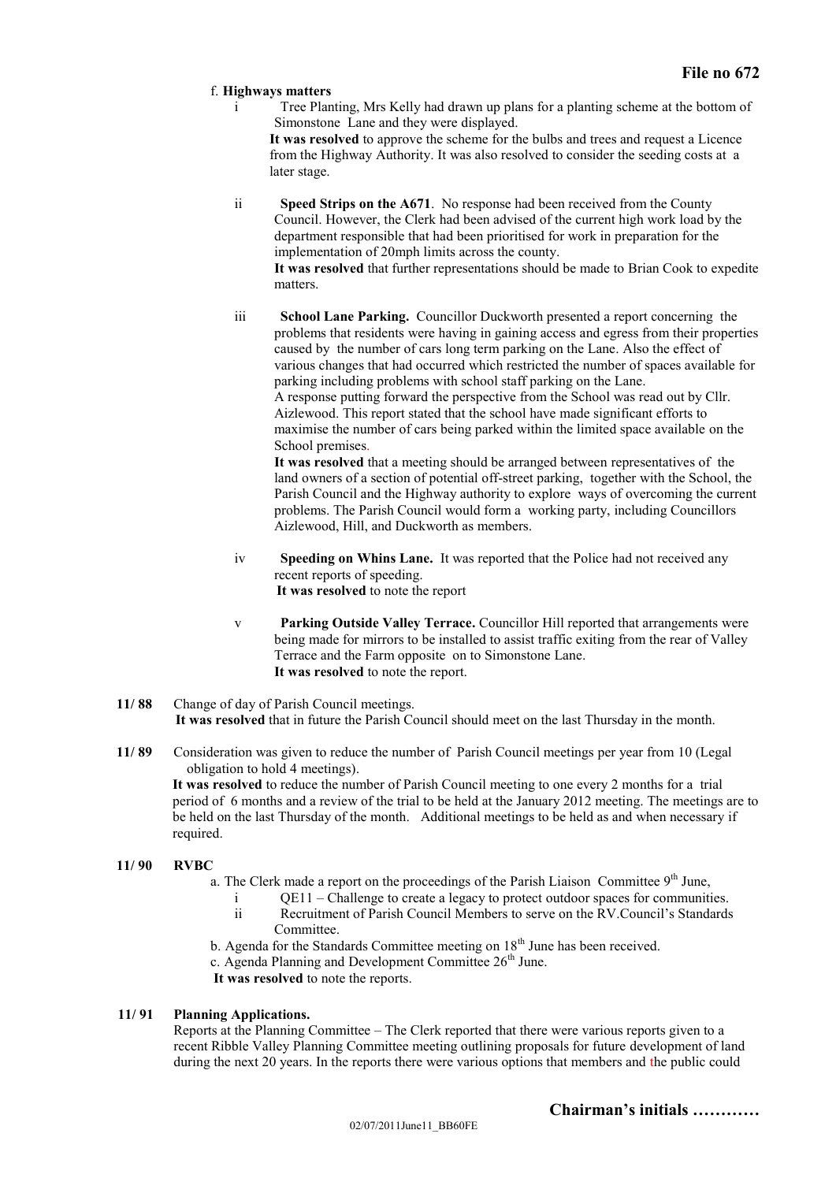**File no 672**

f. **Highways matters**

i Tree Planting, Mrs Kelly had drawn up plans for a planting scheme at the bottom of Simonstone Lane and they were displayed.
**It was resolved** to approve the scheme for the bulbs and trees and request a Licence from the Highway Authority. It was also resolved to consider the seeding costs at a later stage.

ii **Speed Strips on the A671**. No response had been received from the County Council. However, the Clerk had been advised of the current high work load by the department responsible that had been prioritised for work in preparation for the implementation of 20mph limits across the county.
**It was resolved** that further representations should be made to Brian Cook to expedite matters.

iii **School Lane Parking.** Councillor Duckworth presented a report concerning the problems that residents were having in gaining access and egress from their properties caused by the number of cars long term parking on the Lane. Also the effect of various changes that had occurred which restricted the number of spaces available for parking including problems with school staff parking on the Lane.
A response putting forward the perspective from the School was read out by Cllr. Aizlewood. This report stated that the school have made significant efforts to maximise the number of cars being parked within the limited space available on the School premises.
**It was resolved** that a meeting should be arranged between representatives of the land owners of a section of potential off-street parking, together with the School, the Parish Council and the Highway authority to explore ways of overcoming the current problems. The Parish Council would form a working party, including Councillors Aizlewood, Hill, and Duckworth as members.

iv **Speeding on Whins Lane.** It was reported that the Police had not received any recent reports of speeding.
**It was resolved** to note the report

v **Parking Outside Valley Terrace.** Councillor Hill reported that arrangements were being made for mirrors to be installed to assist traffic exiting from the rear of Valley Terrace and the Farm opposite on to Simonstone Lane.
**It was resolved** to note the report.

**11/ 88** Change of day of Parish Council meetings.
**It was resolved** that in future the Parish Council should meet on the last Thursday in the month.

**11/ 89** Consideration was given to reduce the number of Parish Council meetings per year from 10 (Legal obligation to hold 4 meetings).
**It was resolved** to reduce the number of Parish Council meeting to one every 2 months for a trial period of 6 months and a review of the trial to be held at the January 2012 meeting. The meetings are to be held on the last Thursday of the month. Additional meetings to be held as and when necessary if required.

**11/ 90 RVBC**

a. The Clerk made a report on the proceedings of the Parish Liaison Committee 9th June,
   i QE11 – Challenge to create a legacy to protect outdoor spaces for communities.
   ii Recruitment of Parish Council Members to serve on the RV.Council's Standards Committee.

b. Agenda for the Standards Committee meeting on 18th June has been received.

c. Agenda Planning and Development Committee 26th June.

**It was resolved** to note the reports.

**11/ 91 Planning Applications.**

Reports at the Planning Committee – The Clerk reported that there were various reports given to a recent Ribble Valley Planning Committee meeting outlining proposals for future development of land during the next 20 years. In the reports there were various options that members and the public could

**Chairman's initials …………**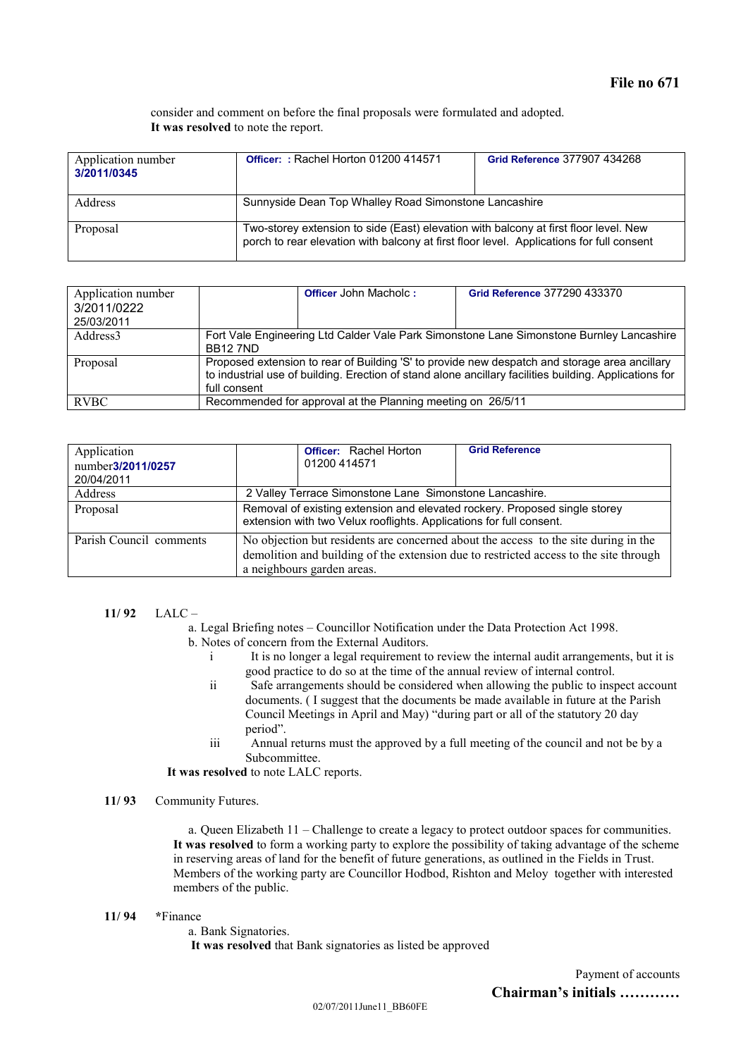consider and comment on before the final proposals were formulated and adopted.
**It was resolved** to note the report.

| Application number **3/2011/0345** | **Officer:** : Rachel Horton 01200 414571 | **Grid Reference** 377907 434268 |
|---|---|---|
| Address | Sunnyside Dean Top Whalley Road Simonstone Lancashire | |
| Proposal | Two-storey extension to side (East) elevation with balcony at first floor level. New porch to rear elevation with balcony at first floor level. Applications for full consent | |

| Application number 3/2011/0222 25/03/2011 | | **Officer** John Macholc : | **Grid Reference** 377290 433370 |
|---|---|---|---|
| Address3 | Fort Vale Engineering Ltd Calder Vale Park Simonstone Lane Simonstone Burnley Lancashire BB12 7ND | | |
| Proposal | Proposed extension to rear of Building 'S' to provide new despatch and storage area ancillary to industrial use of building. Erection of stand alone ancillary facilities building. Applications for full consent | | |
| RVBC | Recommended for approval at the Planning meeting on 26/5/11 | | |

| Application number**3/2011/0257** 20/04/2011 | | **Officer:** Rachel Horton 01200 414571 | **Grid Reference** |
|---|---|---|---|
| Address | 2 Valley Terrace Simonstone Lane Simonstone Lancashire. | | |
| Proposal | Removal of existing extension and elevated rockery. Proposed single storey extension with two Velux rooflights. Applications for full consent. | | |
| Parish Council comments | No objection but residents are concerned about the access to the site during in the demolition and building of the extension due to restricted access to the site through a neighbours garden areas. | | |

**11/ 92** LALC –

a. Legal Briefing notes – Councillor Notification under the Data Protection Act 1998.

b. Notes of concern from the External Auditors.

i It is no longer a legal requirement to review the internal audit arrangements, but it is good practice to do so at the time of the annual review of internal control.

ii Safe arrangements should be considered when allowing the public to inspect account documents. ( I suggest that the documents be made available in future at the Parish Council Meetings in April and May) "during part or all of the statutory 20 day period".

iii Annual returns must the approved by a full meeting of the council and not be by a Subcommittee.

**It was resolved** to note LALC reports.

**11/ 93** Community Futures.

a. Queen Elizabeth 11 – Challenge to create a legacy to protect outdoor spaces for communities.
**It was resolved** to form a working party to explore the possibility of taking advantage of the scheme in reserving areas of land for the benefit of future generations, as outlined in the Fields in Trust. Members of the working party are Councillor Hodbod, Rishton and Meloy together with interested members of the public.

**11/ 94** *Finance

a. Bank Signatories.
**It was resolved** that Bank signatories as listed be approved

Payment of accounts

**Chairman's initials …………**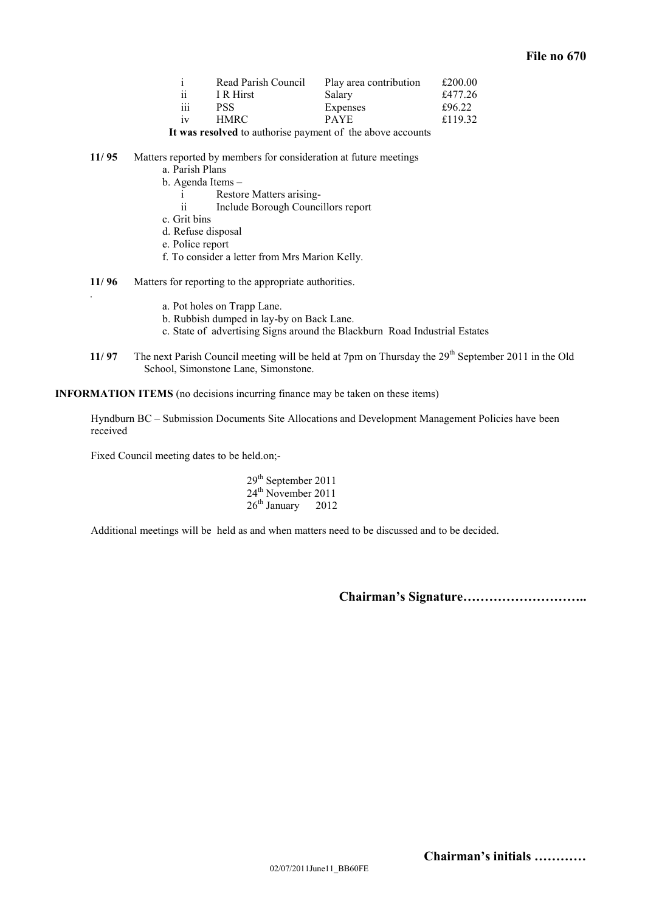**File no 670**

| | | | |
|---|---|---|---|
| i | Read Parish Council | Play area contribution | £200.00 |
| ii | I R Hirst | Salary | £477.26 |
| iii | PSS | Expenses | £96.22 |
| iv | HMRC | PAYE | £119.32 |

**It was resolved** to authorise payment of the above accounts

**11/ 95** Matters reported by members for consideration at future meetings

- a. Parish Plans
- b. Agenda Items –
  - i Restore Matters arising-
  - ii Include Borough Councillors report
- c. Grit bins
- d. Refuse disposal
- e. Police report
- f. To consider a letter from Mrs Marion Kelly.

**11/ 96** Matters for reporting to the appropriate authorities.

- a. Pot holes on Trapp Lane.
- b. Rubbish dumped in lay-by on Back Lane.
- c. State of advertising Signs around the Blackburn Road Industrial Estates

**11/ 97** The next Parish Council meeting will be held at 7pm on Thursday the 29th September 2011 in the Old School, Simonstone Lane, Simonstone.

**INFORMATION ITEMS** (no decisions incurring finance may be taken on these items)

Hyndburn BC – Submission Documents Site Allocations and Development Management Policies have been received

Fixed Council meeting dates to be held.on;-

29th September 2011
24th November 2011
26th January 2012

Additional meetings will be held as and when matters need to be discussed and to be decided.

**Chairman's Signature………………………..**

**Chairman's initials …………**

02/07/2011June11_BB60FE